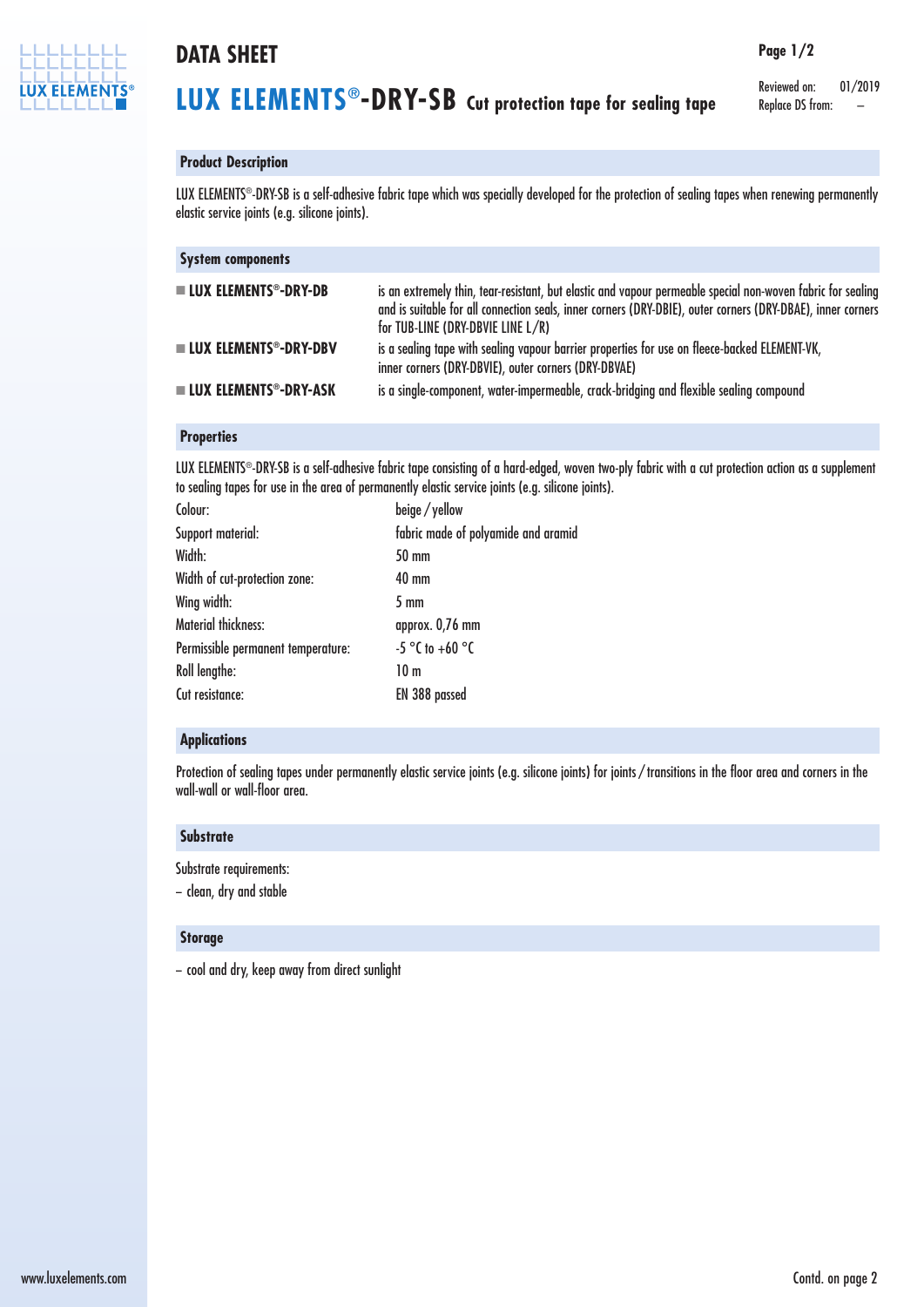# DATA SHEET

## LUX ELEMENTS®-DRY-SB Cut protection tape for sealing tape

Reviewed on: 01/2019
Replace DS from: –

### Product Description

LUX ELEMENTS®-DRY-SB is a self-adhesive fabric tape which was specially developed for the protection of sealing tapes when renewing permanently elastic service joints (e.g. silicone joints).

### System components

| | |
|---|---|
| **LUX ELEMENTS®-DRY-DB** | is an extremely thin, tear-resistant, but elastic and vapour permeable special non-woven fabric for sealing and is suitable for all connection seals, inner corners (DRY-DBIE), outer corners (DRY-DBAE), inner corners for TUB-LINE (DRY-DBVIE LINE L/R) |
| **LUX ELEMENTS®-DRY-DBV** | is a sealing tape with sealing vapour barrier properties for use on fleece-backed ELEMENT-VK, inner corners (DRY-DBVIE), outer corners (DRY-DBVAE) |
| **LUX ELEMENTS®-DRY-ASK** | is a single-component, water-impermeable, crack-bridging and flexible sealing compound |

### Properties

LUX ELEMENTS®-DRY-SB is a self-adhesive fabric tape consisting of a hard-edged, woven two-ply fabric with a cut protection action as a supplement to sealing tapes for use in the area of permanently elastic service joints (e.g. silicone joints).

| | |
|---|---|
| Colour: | beige / yellow |
| Support material: | fabric made of polyamide and aramid |
| Width: | 50 mm |
| Width of cut-protection zone: | 40 mm |
| Wing width: | 5 mm |
| Material thickness: | approx. 0,76 mm |
| Permissible permanent temperature: | -5 °C to +60 °C |
| Roll lengthe: | 10 m |
| Cut resistance: | EN 388 passed |

### Applications

Protection of sealing tapes under permanently elastic service joints (e.g. silicone joints) for joints / transitions in the floor area and corners in the wall-wall or wall-floor area.

### Substrate

Substrate requirements:
– clean, dry and stable

### Storage

– cool and dry, keep away from direct sunlight

www.luxelements.com

Contd. on page 2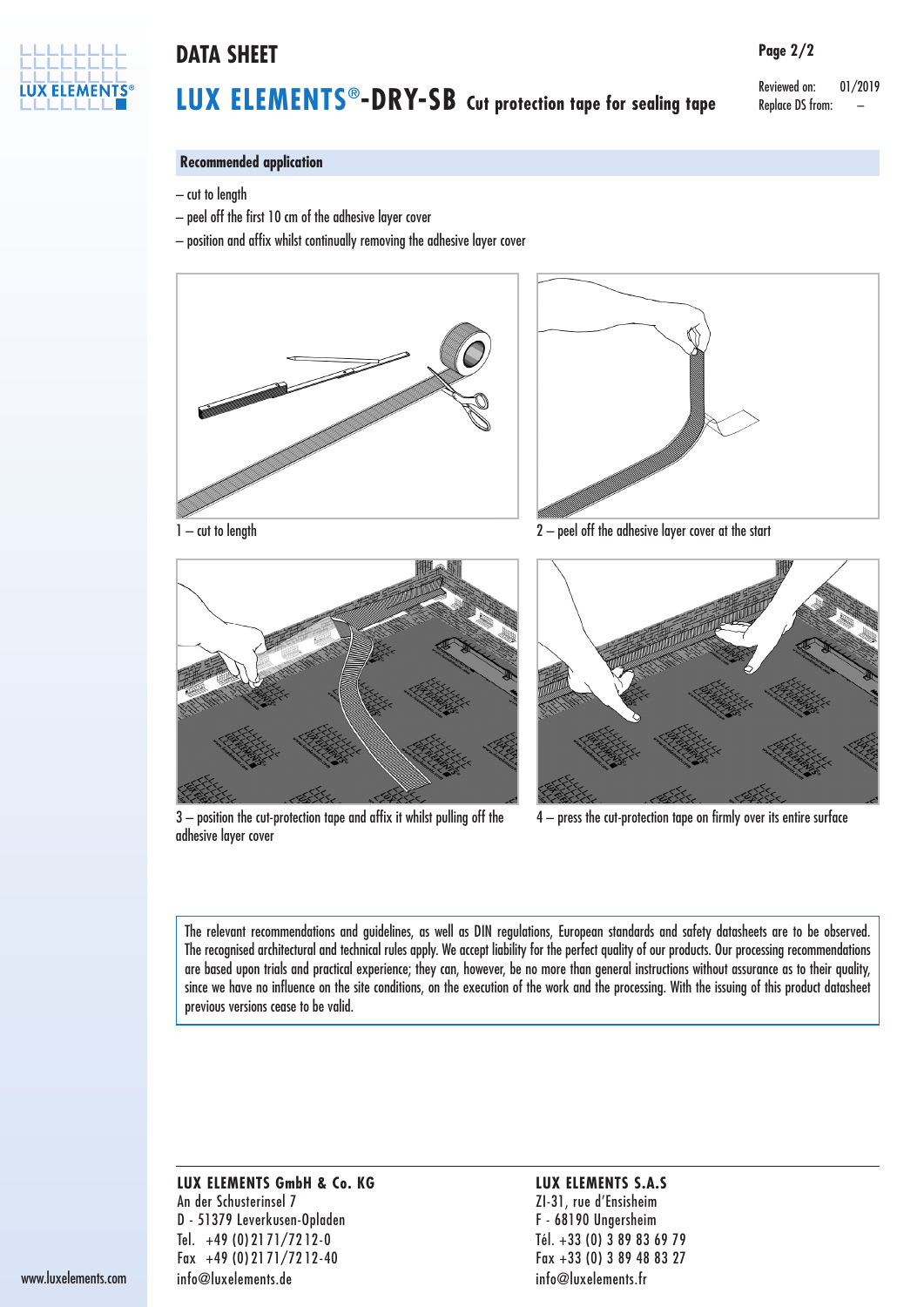# DATA SHEET

## LUX ELEMENTS®-DRY-SB Cut protection tape for sealing tape

Reviewed on: 01/2019
Replace DS from: –

### Recommended application

- cut to length
- peel off the first 10 cm of the adhesive layer cover
- position and affix whilst continually removing the adhesive layer cover

1 – cut to length

2 – peel off the adhesive layer cover at the start

3 – position the cut-protection tape and affix it whilst pulling off the adhesive layer cover

4 – press the cut-protection tape on firmly over its entire surface

The relevant recommendations and guidelines, as well as DIN regulations, European standards and safety datasheets are to be observed. The recognised architectural and technical rules apply. We accept liability for the perfect quality of our products. Our processing recommendations are based upon trials and practical experience; they can, however, be no more than general instructions without assurance as to their quality, since we have no influence on the site conditions, on the execution of the work and the processing. With the issuing of this product datasheet previous versions cease to be valid.

**LUX ELEMENTS GmbH & Co. KG**
An der Schusterinsel 7
D - 51379 Leverkusen-Opladen
Tel. +49 (0) 21 71/72 12-0
Fax +49 (0) 21 71/72 12-40
info@luxelements.de

**LUX ELEMENTS S.A.S**
ZI-31, rue d'Ensisheim
F - 68190 Ungersheim
Tél. +33 (0) 3 89 83 69 79
Fax +33 (0) 3 89 48 83 27
info@luxelements.fr

www.luxelements.com